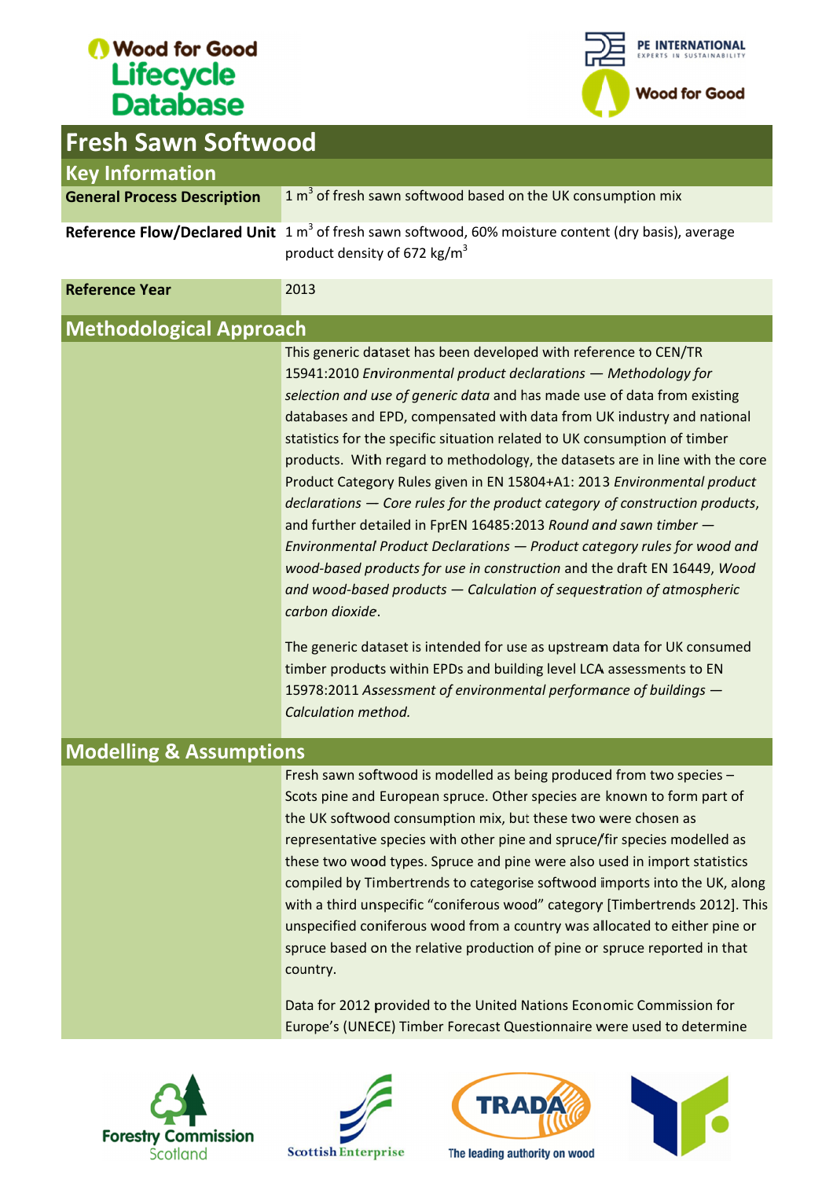# Fresh Sawn Softwood

## Key Information

| | |
|---|---|
| **General Process Description** | 1 $m^3$ of fresh sawn softwood based on the UK consumption mix |
| **Reference Flow/Declared Unit** | 1 $m^3$ of fresh sawn softwood, 60% moisture content (dry basis), average product density of 672 $kg/m^3$ |
| **Reference Year** | 2013 |

## Methodological Approach

This generic dataset has been developed with reference to CEN/TR 15941:2010 *Environmental product declarations — Methodology for selection and use of generic data* and has made use of data from existing databases and EPD, compensated with data from UK industry and national statistics for the specific situation related to UK consumption of timber products. With regard to methodology, the datasets are in line with the core Product Category Rules given in EN 15804+A1: 2013 *Environmental product declarations — Core rules for the product category of construction products*, and further detailed in FprEN 16485:2013 *Round and sawn timber — Environmental Product Declarations — Product category rules for wood and wood-based products for use in construction* and the draft EN 16449, *Wood and wood-based products — Calculation of sequestration of atmospheric carbon dioxide*.

The generic dataset is intended for use as upstream data for UK consumed timber products within EPDs and building level LCA assessments to EN 15978:2011 *Assessment of environmental performance of buildings — Calculation method.*

## Modelling & Assumptions

Fresh sawn softwood is modelled as being produced from two species – Scots pine and European spruce. Other species are known to form part of the UK softwood consumption mix, but these two were chosen as representative species with other pine and spruce/fir species modelled as these two wood types. Spruce and pine were also used in import statistics compiled by Timbertrends to categorise softwood imports into the UK, along with a third unspecific "coniferous wood" category [Timbertrends 2012]. This unspecified coniferous wood from a country was allocated to either pine or spruce based on the relative production of pine or spruce reported in that country.

Data for 2012 provided to the United Nations Economic Commission for Europe's (UNECE) Timber Forecast Questionnaire were used to determine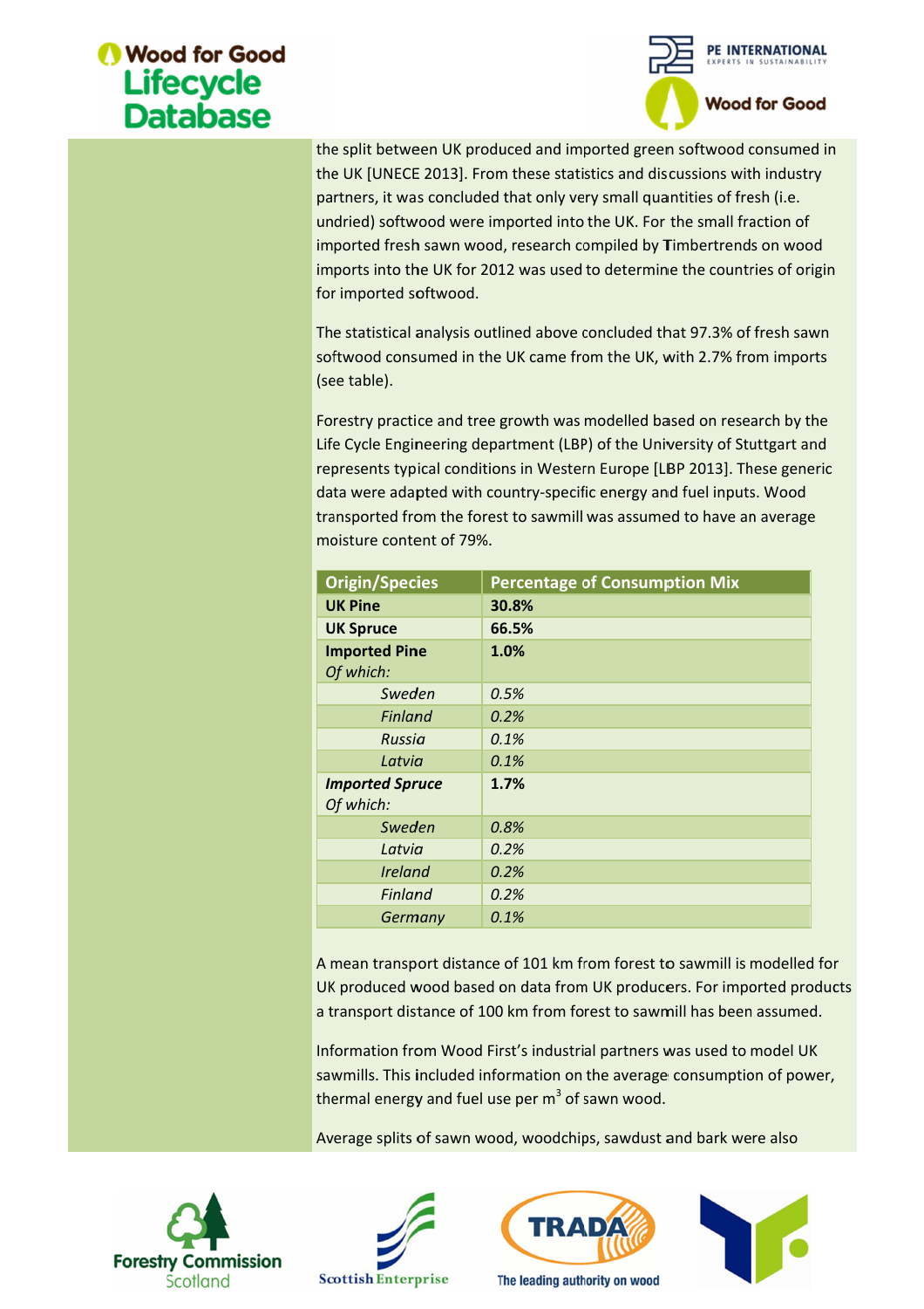the split between UK produced and imported green softwood consumed in the UK [UNECE 2013]. From these statistics and discussions with industry partners, it was concluded that only very small quantities of fresh (i.e. undried) softwood were imported into the UK. For the small fraction of imported fresh sawn wood, research compiled by Timbertrends on wood imports into the UK for 2012 was used to determine the countries of origin for imported softwood.

The statistical analysis outlined above concluded that 97.3% of fresh sawn softwood consumed in the UK came from the UK, with 2.7% from imports (see table).

Forestry practice and tree growth was modelled based on research by the Life Cycle Engineering department (LBP) of the University of Stuttgart and represents typical conditions in Western Europe [LBP 2013]. These generic data were adapted with country-specific energy and fuel inputs. Wood transported from the forest to sawmill was assumed to have an average moisture content of 79%.

| Origin/Species | Percentage of Consumption Mix |
|---|---|
| **UK Pine** | **30.8%** |
| **UK Spruce** | **66.5%** |
| **Imported Pine** *Of which:* | **1.0%** |
| *Sweden* | *0.5%* |
| *Finland* | *0.2%* |
| *Russia* | *0.1%* |
| *Latvia* | *0.1%* |
| ***Imported Spruce*** *Of which:* | **1.7%** |
| *Sweden* | *0.8%* |
| *Latvia* | *0.2%* |
| *Ireland* | *0.2%* |
| *Finland* | *0.2%* |
| *Germany* | *0.1%* |

A mean transport distance of 101 km from forest to sawmill is modelled for UK produced wood based on data from UK producers. For imported products a transport distance of 100 km from forest to sawmill has been assumed.

Information from Wood First's industrial partners was used to model UK sawmills. This included information on the average consumption of power, thermal energy and fuel use per $m^3$ of sawn wood.

Average splits of sawn wood, woodchips, sawdust and bark were also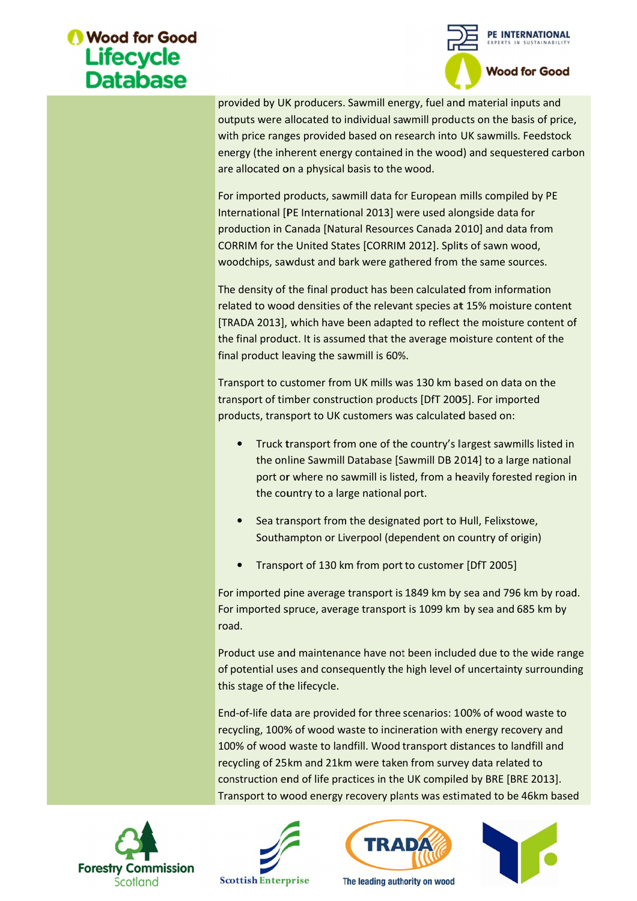provided by UK producers. Sawmill energy, fuel and material inputs and outputs were allocated to individual sawmill products on the basis of price, with price ranges provided based on research into UK sawmills. Feedstock energy (the inherent energy contained in the wood) and sequestered carbon are allocated on a physical basis to the wood.

For imported products, sawmill data for European mills compiled by PE International [PE International 2013] were used alongside data for production in Canada [Natural Resources Canada 2010] and data from CORRIM for the United States [CORRIM 2012]. Splits of sawn wood, woodchips, sawdust and bark were gathered from the same sources.

The density of the final product has been calculated from information related to wood densities of the relevant species at 15% moisture content [TRADA 2013], which have been adapted to reflect the moisture content of the final product. It is assumed that the average moisture content of the final product leaving the sawmill is 60%.

Transport to customer from UK mills was 130 km based on data on the transport of timber construction products [DfT 2005]. For imported products, transport to UK customers was calculated based on:

- Truck transport from one of the country's largest sawmills listed in the online Sawmill Database [Sawmill DB 2014] to a large national port or where no sawmill is listed, from a heavily forested region in the country to a large national port.
- Sea transport from the designated port to Hull, Felixstowe, Southampton or Liverpool (dependent on country of origin)
- Transport of 130 km from port to customer [DfT 2005]

For imported pine average transport is 1849 km by sea and 796 km by road. For imported spruce, average transport is 1099 km by sea and 685 km by road.

Product use and maintenance have not been included due to the wide range of potential uses and consequently the high level of uncertainty surrounding this stage of the lifecycle.

End-of-life data are provided for three scenarios: 100% of wood waste to recycling, 100% of wood waste to incineration with energy recovery and 100% of wood waste to landfill. Wood transport distances to landfill and recycling of 25km and 21km were taken from survey data related to construction end of life practices in the UK compiled by BRE [BRE 2013]. Transport to wood energy recovery plants was estimated to be 46km based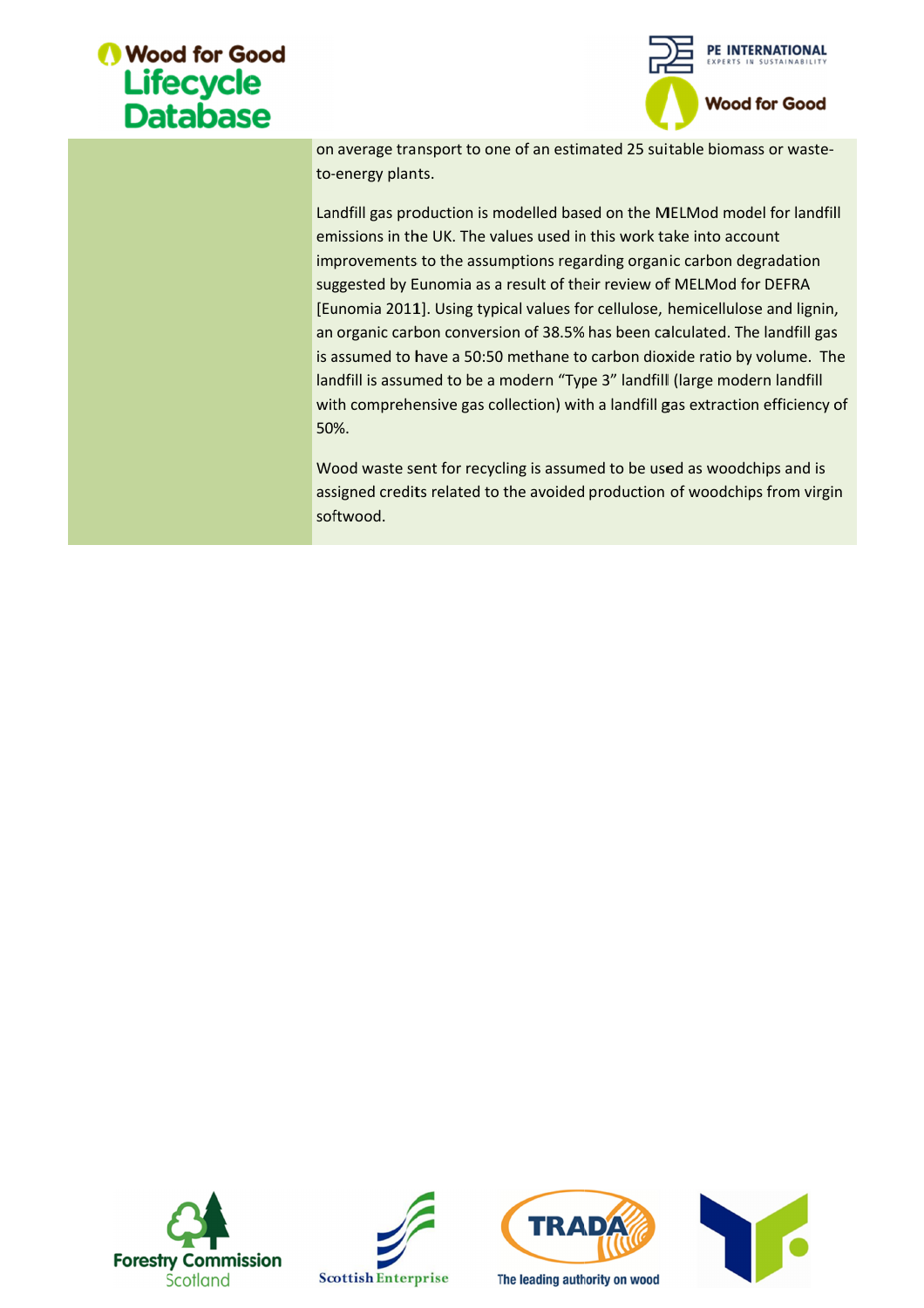on average transport to one of an estimated 25 suitable biomass or waste-to-energy plants.

Landfill gas production is modelled based on the MELMod model for landfill emissions in the UK. The values used in this work take into account improvements to the assumptions regarding organic carbon degradation suggested by Eunomia as a result of their review of MELMod for DEFRA [Eunomia 2011]. Using typical values for cellulose, hemicellulose and lignin, an organic carbon conversion of 38.5% has been calculated. The landfill gas is assumed to have a 50:50 methane to carbon dioxide ratio by volume. The landfill is assumed to be a modern "Type 3" landfill (large modern landfill with comprehensive gas collection) with a landfill gas extraction efficiency of 50%.

Wood waste sent for recycling is assumed to be used as woodchips and is assigned credits related to the avoided production of woodchips from virgin softwood.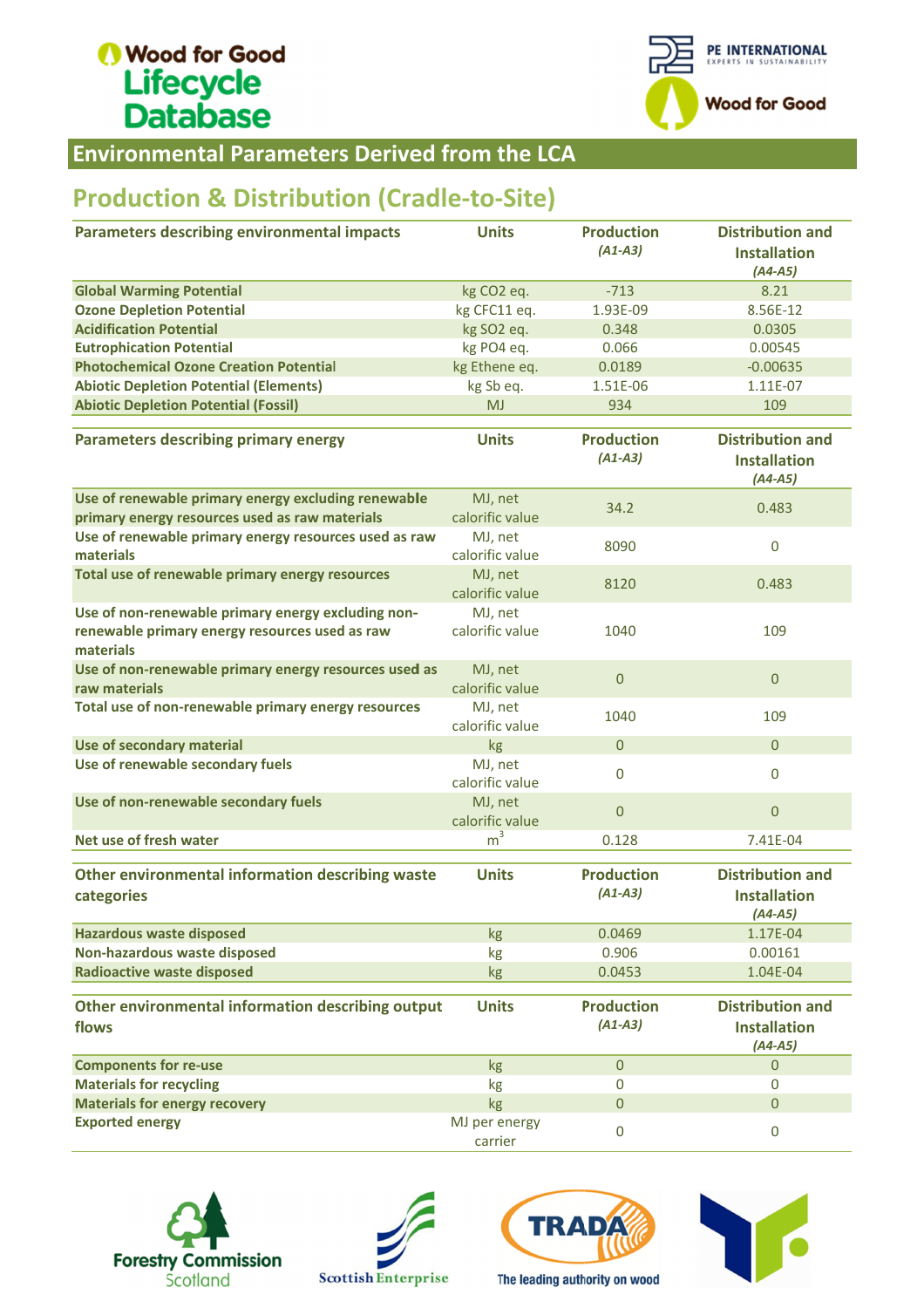# Environmental Parameters Derived from the LCA

## Production & Distribution (Cradle-to-Site)

| Parameters describing environmental impacts | Units | Production *(A1-A3)* | Distribution and Installation *(A4-A5)* |
|---|---|---|---|
| **Global Warming Potential** | kg $CO_2$ eq. | -713 | 8.21 |
| **Ozone Depletion Potential** | kg CFC11 eq. | 1.93E-09 | 8.56E-12 |
| **Acidification Potential** | kg $SO_2$ eq. | 0.348 | 0.0305 |
| **Eutrophication Potential** | kg $PO_4$ eq. | 0.066 | 0.00545 |
| **Photochemical Ozone Creation Potential** | kg Ethene eq. | 0.0189 | -0.00635 |
| **Abiotic Depletion Potential (Elements)** | kg Sb eq. | 1.51E-06 | 1.11E-07 |
| **Abiotic Depletion Potential (Fossil)** | MJ | 934 | 109 |

| Parameters describing primary energy | Units | Production *(A1-A3)* | Distribution and Installation *(A4-A5)* |
|---|---|---|---|
| **Use of renewable primary energy excluding renewable primary energy resources used as raw materials** | MJ, net calorific value | 34.2 | 0.483 |
| **Use of renewable primary energy resources used as raw materials** | MJ, net calorific value | 8090 | 0 |
| **Total use of renewable primary energy resources** | MJ, net calorific value | 8120 | 0.483 |
| **Use of non-renewable primary energy excluding non-renewable primary energy resources used as raw materials** | MJ, net calorific value | 1040 | 109 |
| **Use of non-renewable primary energy resources used as raw materials** | MJ, net calorific value | 0 | 0 |
| **Total use of non-renewable primary energy resources** | MJ, net calorific value | 1040 | 109 |
| **Use of secondary material** | kg | 0 | 0 |
| **Use of renewable secondary fuels** | MJ, net calorific value | 0 | 0 |
| **Use of non-renewable secondary fuels** | MJ, net calorific value | 0 | 0 |
| **Net use of fresh water** | $m^3$ | 0.128 | 7.41E-04 |

| Other environmental information describing waste categories | Units | Production *(A1-A3)* | Distribution and Installation *(A4-A5)* |
|---|---|---|---|
| **Hazardous waste disposed** | kg | 0.0469 | 1.17E-04 |
| **Non-hazardous waste disposed** | kg | 0.906 | 0.00161 |
| **Radioactive waste disposed** | kg | 0.0453 | 1.04E-04 |

| Other environmental information describing output flows | Units | Production *(A1-A3)* | Distribution and Installation *(A4-A5)* |
|---|---|---|---|
| **Components for re-use** | kg | 0 | 0 |
| **Materials for recycling** | kg | 0 | 0 |
| **Materials for energy recovery** | kg | 0 | 0 |
| **Exported energy** | MJ per energy carrier | 0 | 0 |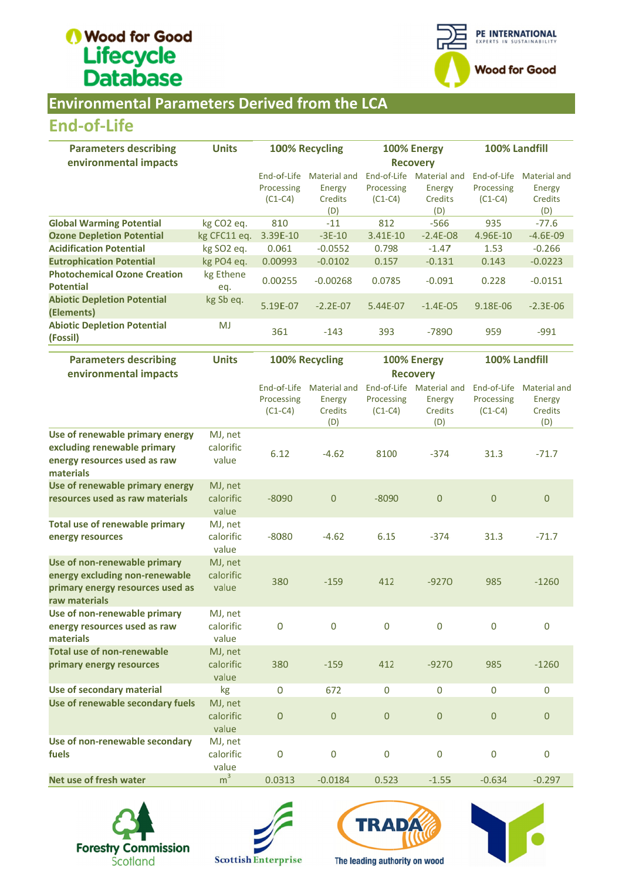Wood for Good Lifecycle Database

PE INTERNATIONAL EXPERTS IN SUSTAINABILITY

Wood for Good

## Environmental Parameters Derived from the LCA

## End-of-Life

| Parameters describing environmental impacts | Units | 100% Recycling | | 100% Energy Recovery | | 100% Landfill | |
|---|---|---|---|---|---|---|---|
| | | End-of-Life Processing (C1-C4) | Material and Energy Credits (D) | End-of-Life Processing (C1-C4) | Material and Energy Credits (D) | End-of-Life Processing (C1-C4) | Material and Energy Credits (D) |
| **Global Warming Potential** | kg CO2 eq. | 810 | -11 | 812 | -566 | 935 | -77.6 |
| **Ozone Depletion Potential** | kg CFC11 eq. | 3.39E-10 | -3E-10 | 3.41E-10 | -2.4E-08 | 4.96E-10 | -4.6E-09 |
| **Acidification Potential** | kg SO2 eq. | 0.061 | -0.0552 | 0.798 | -1.47 | 1.53 | -0.266 |
| **Eutrophication Potential** | kg PO4 eq. | 0.00993 | -0.0102 | 0.157 | -0.131 | 0.143 | -0.0223 |
| **Photochemical Ozone Creation Potential** | kg Ethene eq. | 0.00255 | -0.00268 | 0.0785 | -0.091 | 0.228 | -0.0151 |
| **Abiotic Depletion Potential (Elements)** | kg Sb eq. | 5.19E-07 | -2.2E-07 | 5.44E-07 | -1.4E-05 | 9.18E-06 | -2.3E-06 |
| **Abiotic Depletion Potential (Fossil)** | MJ | 361 | -143 | 393 | -7890 | 959 | -991 |

| Parameters describing environmental impacts | Units | 100% Recycling | | 100% Energy Recovery | | 100% Landfill | |
|---|---|---|---|---|---|---|---|
| | | End-of-Life Processing (C1-C4) | Material and Energy Credits (D) | End-of-Life Processing (C1-C4) | Material and Energy Credits (D) | End-of-Life Processing (C1-C4) | Material and Energy Credits (D) |
| **Use of renewable primary energy excluding renewable primary energy resources used as raw materials** | MJ, net calorific value | 6.12 | -4.62 | 8100 | -374 | 31.3 | -71.7 |
| **Use of renewable primary energy resources used as raw materials** | MJ, net calorific value | -8090 | 0 | -8090 | 0 | 0 | 0 |
| **Total use of renewable primary energy resources** | MJ, net calorific value | -8080 | -4.62 | 6.15 | -374 | 31.3 | -71.7 |
| **Use of non-renewable primary energy excluding non-renewable primary energy resources used as raw materials** | MJ, net calorific value | 380 | -159 | 412 | -9270 | 985 | -1260 |
| **Use of non-renewable primary energy resources used as raw materials** | MJ, net calorific value | 0 | 0 | 0 | 0 | 0 | 0 |
| **Total use of non-renewable primary energy resources** | MJ, net calorific value | 380 | -159 | 412 | -9270 | 985 | -1260 |
| **Use of secondary material** | kg | 0 | 672 | 0 | 0 | 0 | 0 |
| **Use of renewable secondary fuels** | MJ, net calorific value | 0 | 0 | 0 | 0 | 0 | 0 |
| **Use of non-renewable secondary fuels** | MJ, net calorific value | 0 | 0 | 0 | 0 | 0 | 0 |
| **Net use of fresh water** | $m^3$ | 0.0313 | -0.0184 | 0.523 | -1.55 | -0.634 | -0.297 |

Forestry Commission Scotland · Scottish Enterprise · TRADA The leading authority on wood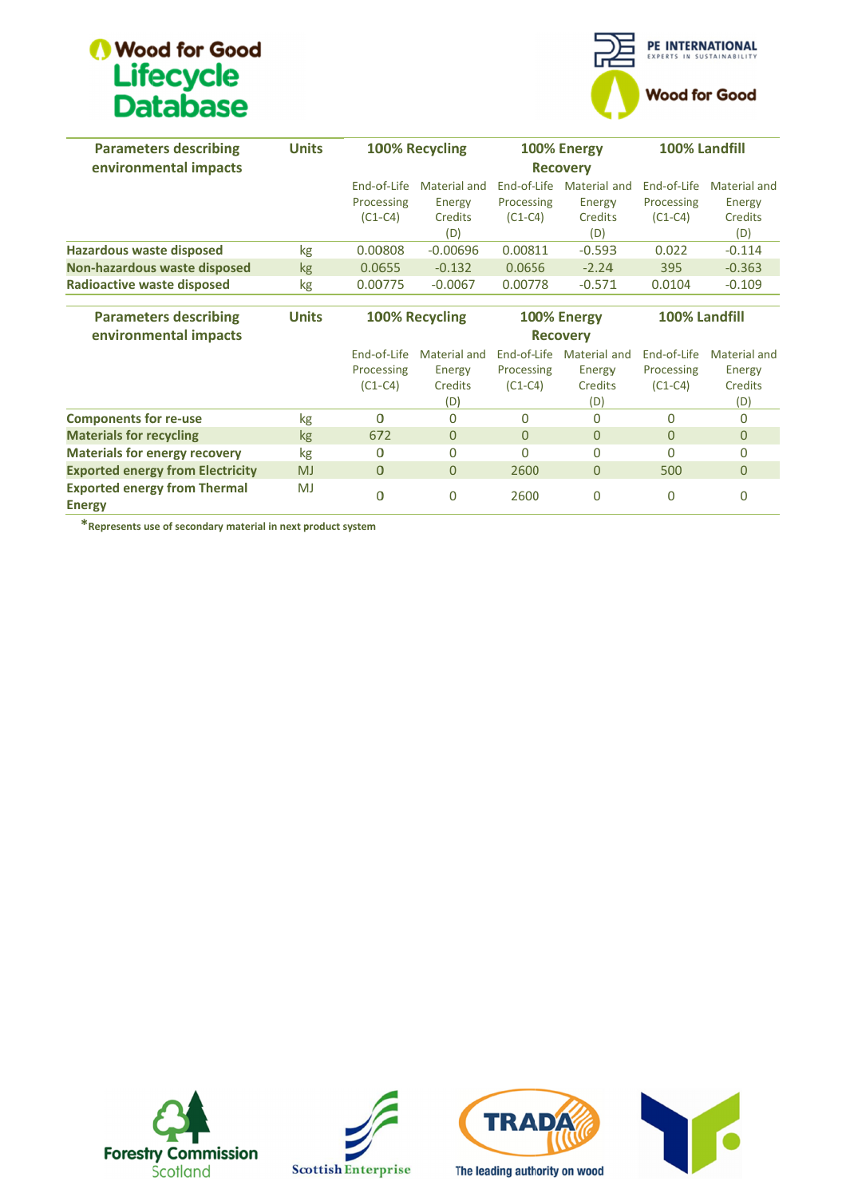| Parameters describing environmental impacts | Units | 100% Recycling | | 100% Energy Recovery | | 100% Landfill | |
|---|---|---|---|---|---|---|---|
| | | End-of-Life Processing (C1-C4) | Material and Energy Credits (D) | End-of-Life Processing (C1-C4) | Material and Energy Credits (D) | End-of-Life Processing (C1-C4) | Material and Energy Credits (D) |
| **Hazardous waste disposed** | kg | 0.00808 | -0.00696 | 0.00811 | -0.593 | 0.022 | -0.114 |
| **Non-hazardous waste disposed** | kg | 0.0655 | -0.132 | 0.0656 | -2.24 | 395 | -0.363 |
| **Radioactive waste disposed** | kg | 0.00775 | -0.0067 | 0.00778 | -0.571 | 0.0104 | -0.109 |

| Parameters describing environmental impacts | Units | 100% Recycling | | 100% Energy Recovery | | 100% Landfill | |
|---|---|---|---|---|---|---|---|
| | | End-of-Life Processing (C1-C4) | Material and Energy Credits (D) | End-of-Life Processing (C1-C4) | Material and Energy Credits (D) | End-of-Life Processing (C1-C4) | Material and Energy Credits (D) |
| **Components for re-use** | kg | 0 | 0 | 0 | 0 | 0 | 0 |
| **Materials for recycling** | kg | 672 | 0 | 0 | 0 | 0 | 0 |
| **Materials for energy recovery** | kg | 0 | 0 | 0 | 0 | 0 | 0 |
| **Exported energy from Electricity** | MJ | 0 | 0 | 2600 | 0 | 500 | 0 |
| **Exported energy from Thermal Energy** | MJ | 0 | 0 | 2600 | 0 | 0 | 0 |

**\*Represents use of secondary material in next product system**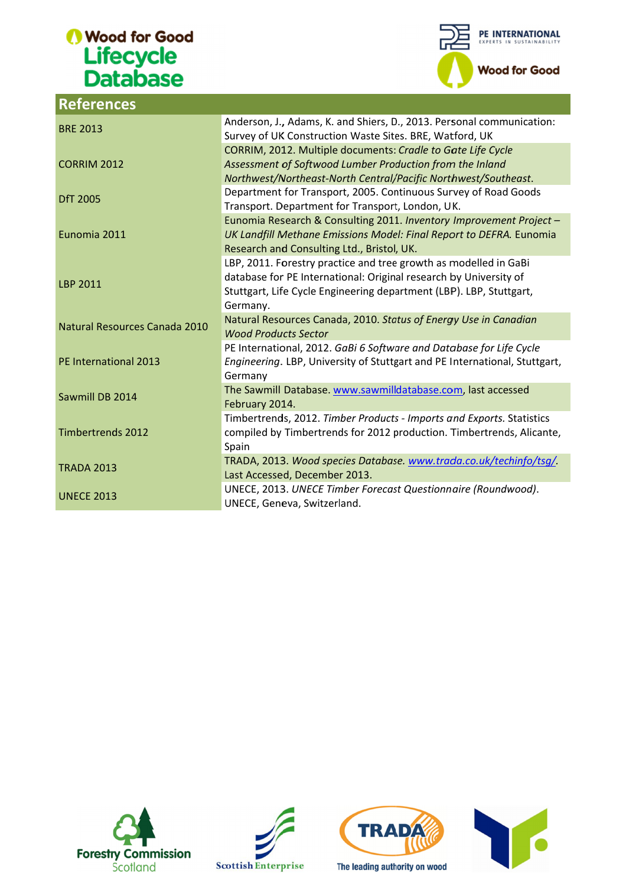## References

| | |
|---|---|
| BRE 2013 | Anderson, J., Adams, K. and Shiers, D., 2013. Personal communication: Survey of UK Construction Waste Sites. BRE, Watford, UK |
| CORRIM 2012 | CORRIM, 2012. Multiple documents: *Cradle to Gate Life Cycle Assessment of Softwood Lumber Production from the Inland Northwest/Northeast-North Central/Pacific Northwest/Southeast*. |
| DfT 2005 | Department for Transport, 2005. Continuous Survey of Road Goods Transport. Department for Transport, London, UK. |
| Eunomia 2011 | Eunomia Research & Consulting 2011. *Inventory Improvement Project – UK Landfill Methane Emissions Model: Final Report to DEFRA.* Eunomia Research and Consulting Ltd., Bristol, UK. |
| LBP 2011 | LBP, 2011. Forestry practice and tree growth as modelled in GaBi database for PE International: Original research by University of Stuttgart, Life Cycle Engineering department (LBP). LBP, Stuttgart, Germany. |
| Natural Resources Canada 2010 | Natural Resources Canada, 2010. *Status of Energy Use in Canadian Wood Products Sector* |
| PE International 2013 | PE International, 2012. *GaBi 6 Software and Database for Life Cycle Engineering*. LBP, University of Stuttgart and PE International, Stuttgart, Germany |
| Sawmill DB 2014 | The Sawmill Database. www.sawmilldatabase.com, last accessed February 2014. |
| Timbertrends 2012 | Timbertrends, 2012. *Timber Products - Imports and Exports.* Statistics compiled by Timbertrends for 2012 production. Timbertrends, Alicante, Spain |
| TRADA 2013 | TRADA, 2013. *Wood species Database. www.trada.co.uk/techinfo/tsg/*. Last Accessed, December 2013. |
| UNECE 2013 | UNECE, 2013. *UNECE Timber Forecast Questionnaire (Roundwood)*. UNECE, Geneva, Switzerland. |